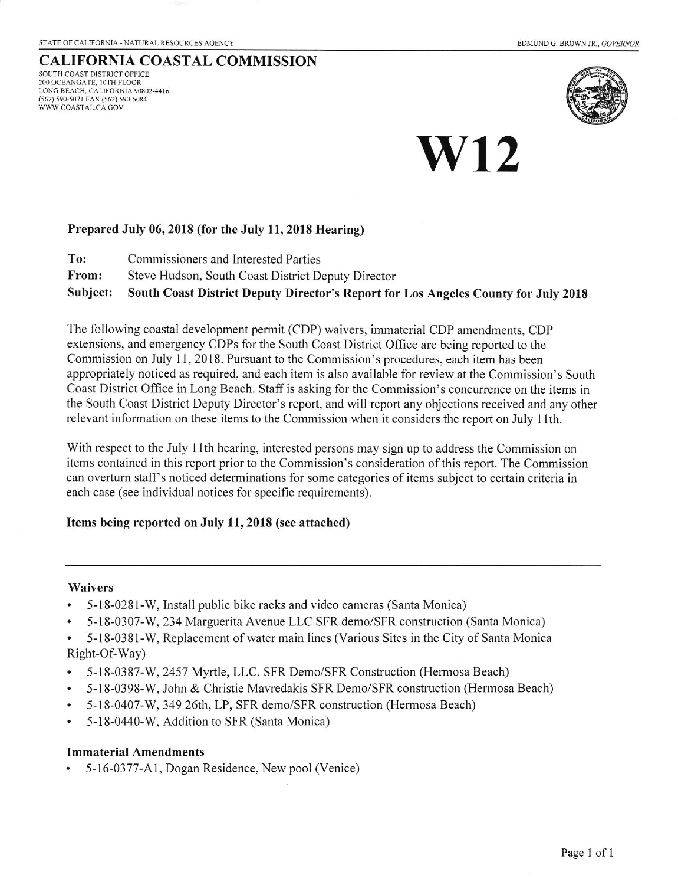STATE OF CALIFORNIA - NATURAL RESOURCES AGENCY

EDMUND G. BROWN JR., *GOVERNOR*

# CALIFORNIA COASTAL COMMISSION

SOUTH COAST DISTRICT OFFICE
200 OCEANGATE, 10TH FLOOR
LONG BEACH, CALIFORNIA 90802-4416
(562) 590-5071 FAX (562) 590-5084
WWW.COASTAL.CA.GOV

# W12

**Prepared July 06, 2018 (for the July 11, 2018 Hearing)**

**To:** Commissioners and Interested Parties
**From:** Steve Hudson, South Coast District Deputy Director
**Subject: South Coast District Deputy Director's Report for Los Angeles County for July 2018**

The following coastal development permit (CDP) waivers, immaterial CDP amendments, CDP extensions, and emergency CDPs for the South Coast District Office are being reported to the Commission on July 11, 2018. Pursuant to the Commission's procedures, each item has been appropriately noticed as required, and each item is also available for review at the Commission's South Coast District Office in Long Beach. Staff is asking for the Commission's concurrence on the items in the South Coast District Deputy Director's report, and will report any objections received and any other relevant information on these items to the Commission when it considers the report on July 11th.

With respect to the July 11th hearing, interested persons may sign up to address the Commission on items contained in this report prior to the Commission's consideration of this report. The Commission can overturn staff's noticed determinations for some categories of items subject to certain criteria in each case (see individual notices for specific requirements).

**Items being reported on July 11, 2018 (see attached)**

---

### Waivers

- 5-18-0281-W, Install public bike racks and video cameras (Santa Monica)
- 5-18-0307-W, 234 Marguerita Avenue LLC SFR demo/SFR construction (Santa Monica)
- 5-18-0381-W, Replacement of water main lines (Various Sites in the City of Santa Monica Right-Of-Way)
- 5-18-0387-W, 2457 Myrtle, LLC, SFR Demo/SFR Construction (Hermosa Beach)
- 5-18-0398-W, John & Christie Mavredakis SFR Demo/SFR construction (Hermosa Beach)
- 5-18-0407-W, 349 26th, LP, SFR demo/SFR construction (Hermosa Beach)
- 5-18-0440-W, Addition to SFR (Santa Monica)

### Immaterial Amendments

- 5-16-0377-A1, Dogan Residence, New pool (Venice)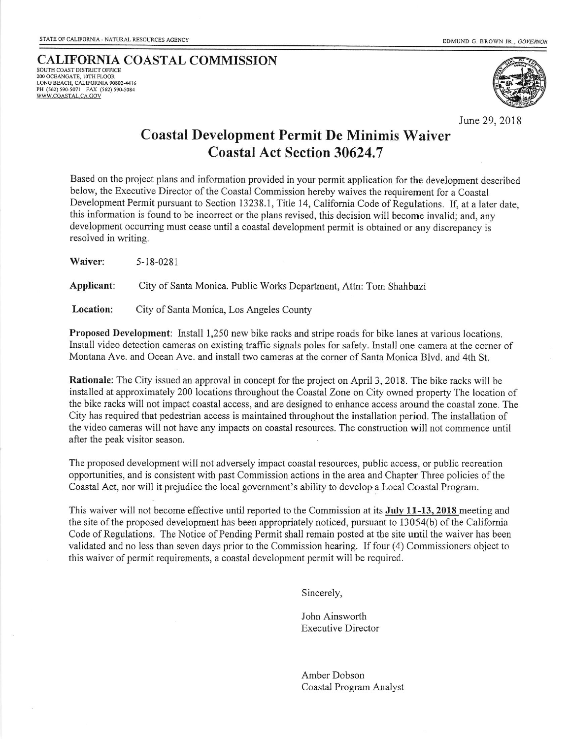STATE OF CALIFORNIA - NATURAL RESOURCES AGENCY

EDMUND G. BROWN JR., *GOVERNOR*

**CALIFORNIA COASTAL COMMISSION**
SOUTH COAST DISTRICT OFFICE
200 OCEANGATE, 10TH FLOOR
LONG BEACH, CALIFORNIA 90802-4416
PH (562) 590-5071 FAX (562) 590-5084
WWW.COASTAL.CA.GOV

June 29, 2018

# Coastal Development Permit De Minimis Waiver
# Coastal Act Section 30624.7

Based on the project plans and information provided in your permit application for the development described below, the Executive Director of the Coastal Commission hereby waives the requirement for a Coastal Development Permit pursuant to Section 13238.1, Title 14, California Code of Regulations. If, at a later date, this information is found to be incorrect or the plans revised, this decision will become invalid; and, any development occurring must cease until a coastal development permit is obtained or any discrepancy is resolved in writing.

**Waiver:** 5-18-0281

**Applicant:** City of Santa Monica. Public Works Department, Attn: Tom Shahbazi

**Location:** City of Santa Monica, Los Angeles County

**Proposed Development**: Install 1,250 new bike racks and stripe roads for bike lanes at various locations. Install video detection cameras on existing traffic signals poles for safety. Install one camera at the corner of Montana Ave. and Ocean Ave. and install two cameras at the corner of Santa Monica Blvd. and 4th St.

**Rationale**: The City issued an approval in concept for the project on April 3, 2018. The bike racks will be installed at approximately 200 locations throughout the Coastal Zone on City owned property The location of the bike racks will not impact coastal access, and are designed to enhance access around the coastal zone. The City has required that pedestrian access is maintained throughout the installation period. The installation of the video cameras will not have any impacts on coastal resources. The construction will not commence until after the peak visitor season.

The proposed development will not adversely impact coastal resources, public access, or public recreation opportunities, and is consistent with past Commission actions in the area and Chapter Three policies of the Coastal Act, nor will it prejudice the local government's ability to develop a Local Coastal Program.

This waiver will not become effective until reported to the Commission at its **July 11-13, 2018** meeting and the site of the proposed development has been appropriately noticed, pursuant to 13054(b) of the California Code of Regulations. The Notice of Pending Permit shall remain posted at the site until the waiver has been validated and no less than seven days prior to the Commission hearing. If four (4) Commissioners object to this waiver of permit requirements, a coastal development permit will be required.

Sincerely,

John Ainsworth
Executive Director

Amber Dobson
Coastal Program Analyst